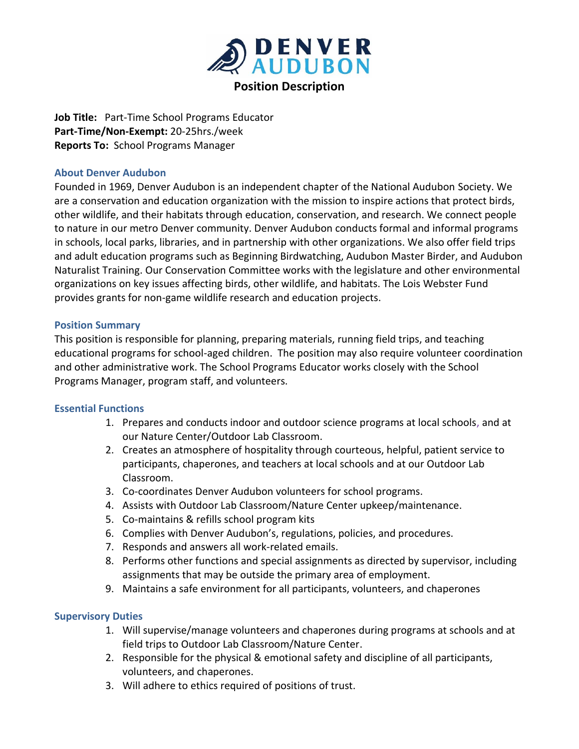# DENVER AUDUBON

## Position Description

**Job Title:** Part-Time School Programs Educator
**Part-Time/Non-Exempt:** 20-25hrs./week
**Reports To:** School Programs Manager

### About Denver Audubon

Founded in 1969, Denver Audubon is an independent chapter of the National Audubon Society. We are a conservation and education organization with the mission to inspire actions that protect birds, other wildlife, and their habitats through education, conservation, and research. We connect people to nature in our metro Denver community. Denver Audubon conducts formal and informal programs in schools, local parks, libraries, and in partnership with other organizations. We also offer field trips and adult education programs such as Beginning Birdwatching, Audubon Master Birder, and Audubon Naturalist Training. Our Conservation Committee works with the legislature and other environmental organizations on key issues affecting birds, other wildlife, and habitats. The Lois Webster Fund provides grants for non-game wildlife research and education projects.

### Position Summary

This position is responsible for planning, preparing materials, running field trips, and teaching educational programs for school-aged children. The position may also require volunteer coordination and other administrative work. The School Programs Educator works closely with the School Programs Manager, program staff, and volunteers.

### Essential Functions

1. Prepares and conducts indoor and outdoor science programs at local schools, and at our Nature Center/Outdoor Lab Classroom.
2. Creates an atmosphere of hospitality through courteous, helpful, patient service to participants, chaperones, and teachers at local schools and at our Outdoor Lab Classroom.
3. Co-coordinates Denver Audubon volunteers for school programs.
4. Assists with Outdoor Lab Classroom/Nature Center upkeep/maintenance.
5. Co-maintains & refills school program kits
6. Complies with Denver Audubon's, regulations, policies, and procedures.
7. Responds and answers all work-related emails.
8. Performs other functions and special assignments as directed by supervisor, including assignments that may be outside the primary area of employment.
9. Maintains a safe environment for all participants, volunteers, and chaperones

### Supervisory Duties

1. Will supervise/manage volunteers and chaperones during programs at schools and at field trips to Outdoor Lab Classroom/Nature Center.
2. Responsible for the physical & emotional safety and discipline of all participants, volunteers, and chaperones.
3. Will adhere to ethics required of positions of trust.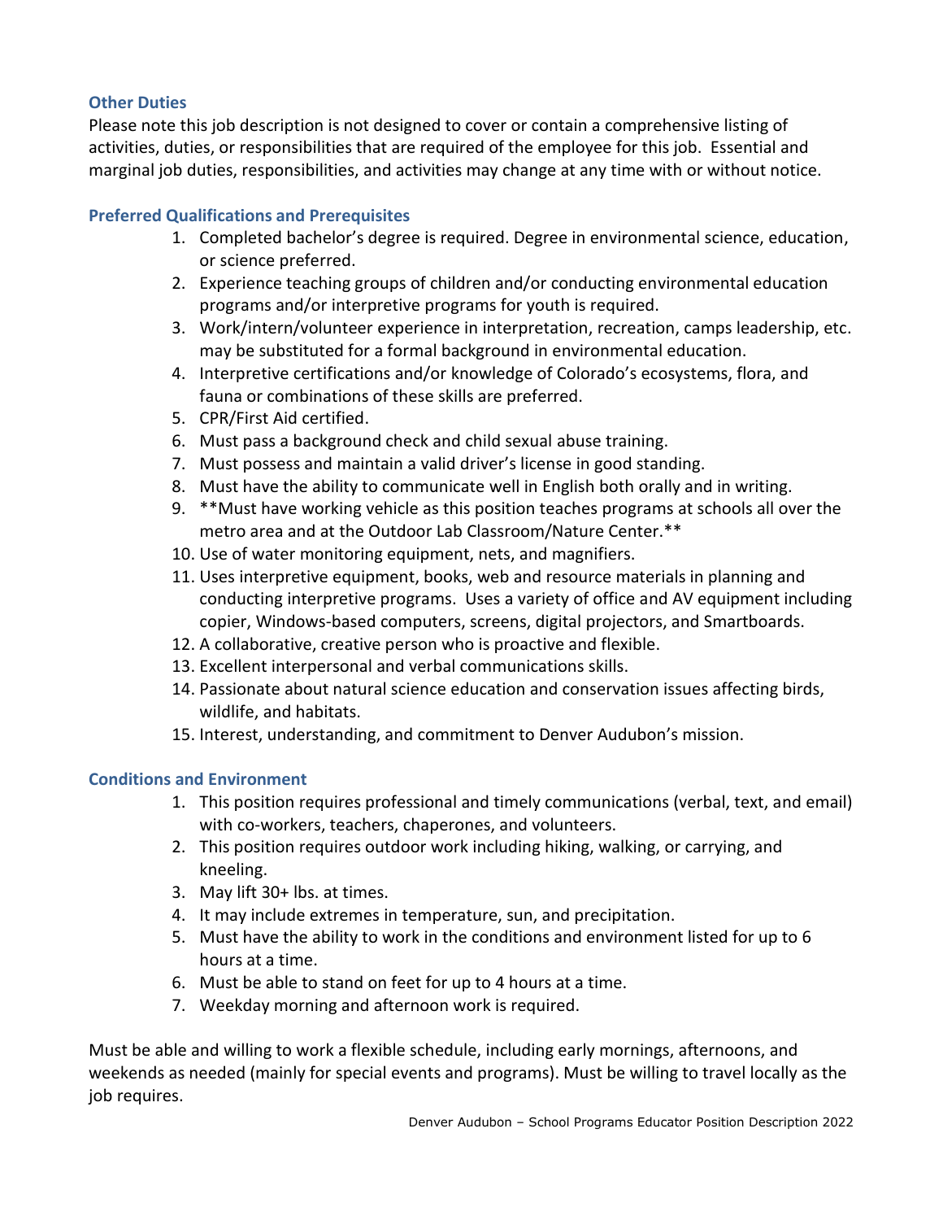### Other Duties

Please note this job description is not designed to cover or contain a comprehensive listing of activities, duties, or responsibilities that are required of the employee for this job. Essential and marginal job duties, responsibilities, and activities may change at any time with or without notice.

### Preferred Qualifications and Prerequisites

1. Completed bachelor's degree is required. Degree in environmental science, education, or science preferred.
2. Experience teaching groups of children and/or conducting environmental education programs and/or interpretive programs for youth is required.
3. Work/intern/volunteer experience in interpretation, recreation, camps leadership, etc. may be substituted for a formal background in environmental education.
4. Interpretive certifications and/or knowledge of Colorado's ecosystems, flora, and fauna or combinations of these skills are preferred.
5. CPR/First Aid certified.
6. Must pass a background check and child sexual abuse training.
7. Must possess and maintain a valid driver's license in good standing.
8. Must have the ability to communicate well in English both orally and in writing.
9. **Must have working vehicle as this position teaches programs at schools all over the metro area and at the Outdoor Lab Classroom/Nature Center.**
10. Use of water monitoring equipment, nets, and magnifiers.
11. Uses interpretive equipment, books, web and resource materials in planning and conducting interpretive programs. Uses a variety of office and AV equipment including copier, Windows-based computers, screens, digital projectors, and Smartboards.
12. A collaborative, creative person who is proactive and flexible.
13. Excellent interpersonal and verbal communications skills.
14. Passionate about natural science education and conservation issues affecting birds, wildlife, and habitats.
15. Interest, understanding, and commitment to Denver Audubon's mission.

### Conditions and Environment

1. This position requires professional and timely communications (verbal, text, and email) with co-workers, teachers, chaperones, and volunteers.
2. This position requires outdoor work including hiking, walking, or carrying, and kneeling.
3. May lift 30+ lbs. at times.
4. It may include extremes in temperature, sun, and precipitation.
5. Must have the ability to work in the conditions and environment listed for up to 6 hours at a time.
6. Must be able to stand on feet for up to 4 hours at a time.
7. Weekday morning and afternoon work is required.

Must be able and willing to work a flexible schedule, including early mornings, afternoons, and weekends as needed (mainly for special events and programs). Must be willing to travel locally as the job requires.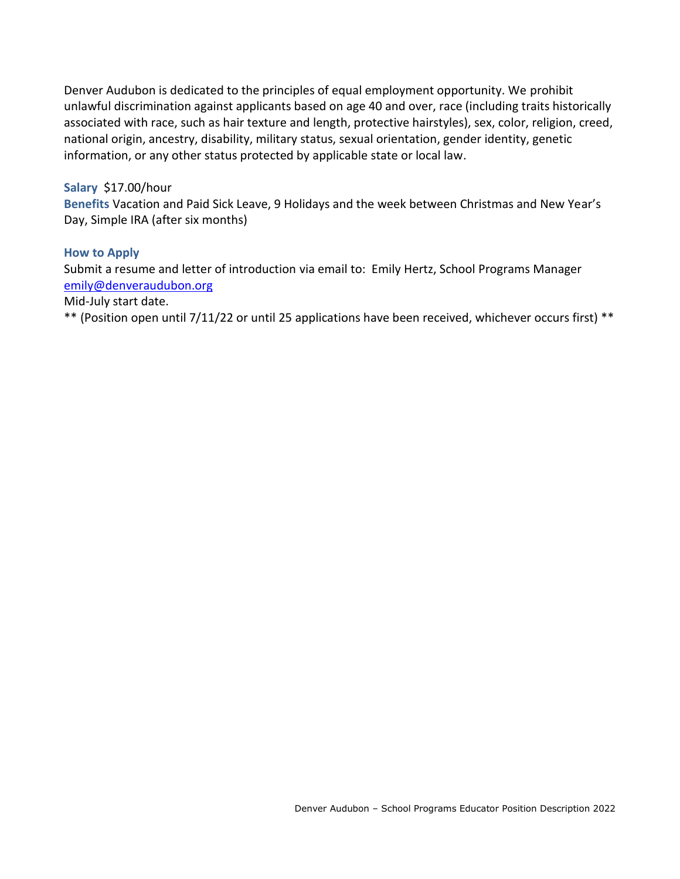Denver Audubon is dedicated to the principles of equal employment opportunity. We prohibit unlawful discrimination against applicants based on age 40 and over, race (including traits historically associated with race, such as hair texture and length, protective hairstyles), sex, color, religion, creed, national origin, ancestry, disability, military status, sexual orientation, gender identity, genetic information, or any other status protected by applicable state or local law.

**Salary** $17.00/hour
**Benefits** Vacation and Paid Sick Leave, 9 Holidays and the week between Christmas and New Year's Day, Simple IRA (after six months)

**How to Apply**

Submit a resume and letter of introduction via email to: Emily Hertz, School Programs Manager
emily@denveraudubon.org
Mid-July start date.
** (Position open until 7/11/22 or until 25 applications have been received, whichever occurs first) **